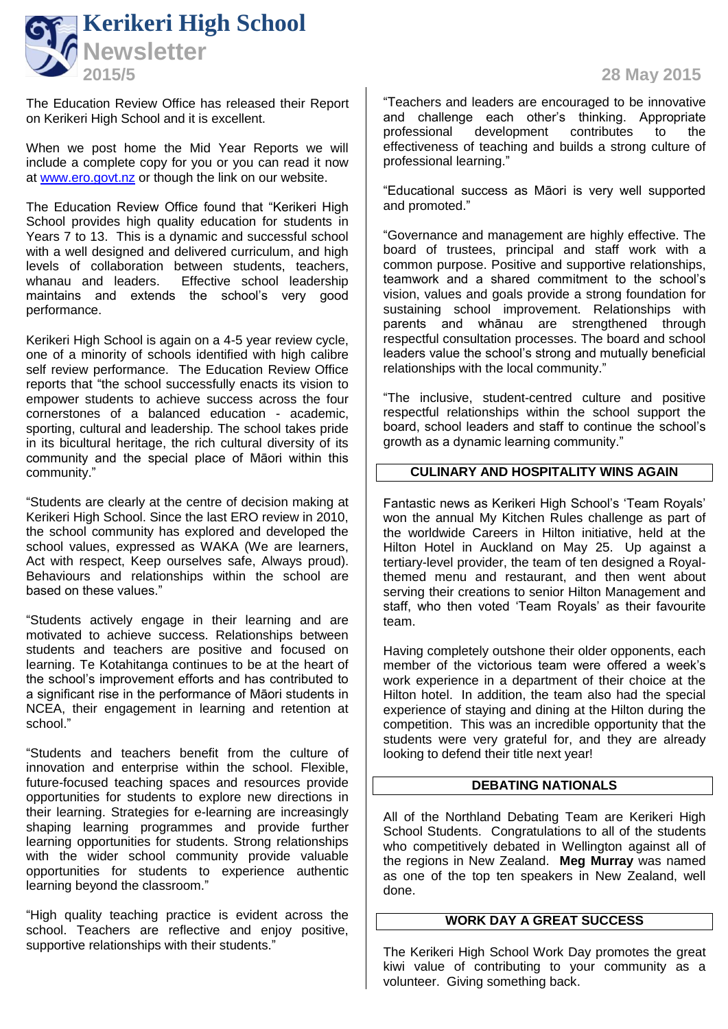# Kerikeri High School

## Newsletter

2015/5

28 May 2015

The Education Review Office has released their Report on Kerikeri High School and it is excellent.

When we post home the Mid Year Reports we will include a complete copy for you or you can read it now at www.ero.govt.nz or though the link on our website.

The Education Review Office found that "Kerikeri High School provides high quality education for students in Years 7 to 13. This is a dynamic and successful school with a well designed and delivered curriculum, and high levels of collaboration between students, teachers, whanau and leaders. Effective school leadership maintains and extends the school's very good performance.

Kerikeri High School is again on a 4-5 year review cycle, one of a minority of schools identified with high calibre self review performance. The Education Review Office reports that "the school successfully enacts its vision to empower students to achieve success across the four cornerstones of a balanced education - academic, sporting, cultural and leadership. The school takes pride in its bicultural heritage, the rich cultural diversity of its community and the special place of Māori within this community."

"Students are clearly at the centre of decision making at Kerikeri High School. Since the last ERO review in 2010, the school community has explored and developed the school values, expressed as WAKA (We are learners, Act with respect, Keep ourselves safe, Always proud). Behaviours and relationships within the school are based on these values."

"Students actively engage in their learning and are motivated to achieve success. Relationships between students and teachers are positive and focused on learning. Te Kotahitanga continues to be at the heart of the school's improvement efforts and has contributed to a significant rise in the performance of Māori students in NCEA, their engagement in learning and retention at school."

"Students and teachers benefit from the culture of innovation and enterprise within the school. Flexible, future-focused teaching spaces and resources provide opportunities for students to explore new directions in their learning. Strategies for e-learning are increasingly shaping learning programmes and provide further learning opportunities for students. Strong relationships with the wider school community provide valuable opportunities for students to experience authentic learning beyond the classroom."

"High quality teaching practice is evident across the school. Teachers are reflective and enjoy positive, supportive relationships with their students."

"Teachers and leaders are encouraged to be innovative and challenge each other's thinking. Appropriate professional development contributes to the effectiveness of teaching and builds a strong culture of professional learning."

"Educational success as Māori is very well supported and promoted."

"Governance and management are highly effective. The board of trustees, principal and staff work with a common purpose. Positive and supportive relationships, teamwork and a shared commitment to the school's vision, values and goals provide a strong foundation for sustaining school improvement. Relationships with parents and whānau are strengthened through respectful consultation processes. The board and school leaders value the school's strong and mutually beneficial relationships with the local community."

"The inclusive, student-centred culture and positive respectful relationships within the school support the board, school leaders and staff to continue the school's growth as a dynamic learning community."

### CULINARY AND HOSPITALITY WINS AGAIN

Fantastic news as Kerikeri High School's 'Team Royals' won the annual My Kitchen Rules challenge as part of the worldwide Careers in Hilton initiative, held at the Hilton Hotel in Auckland on May 25. Up against a tertiary-level provider, the team of ten designed a Royal-themed menu and restaurant, and then went about serving their creations to senior Hilton Management and staff, who then voted 'Team Royals' as their favourite team.

Having completely outshone their older opponents, each member of the victorious team were offered a week's work experience in a department of their choice at the Hilton hotel. In addition, the team also had the special experience of staying and dining at the Hilton during the competition. This was an incredible opportunity that the students were very grateful for, and they are already looking to defend their title next year!

### DEBATING NATIONALS

All of the Northland Debating Team are Kerikeri High School Students. Congratulations to all of the students who competitively debated in Wellington against all of the regions in New Zealand. **Meg Murray** was named as one of the top ten speakers in New Zealand, well done.

### WORK DAY A GREAT SUCCESS

The Kerikeri High School Work Day promotes the great kiwi value of contributing to your community as a volunteer. Giving something back.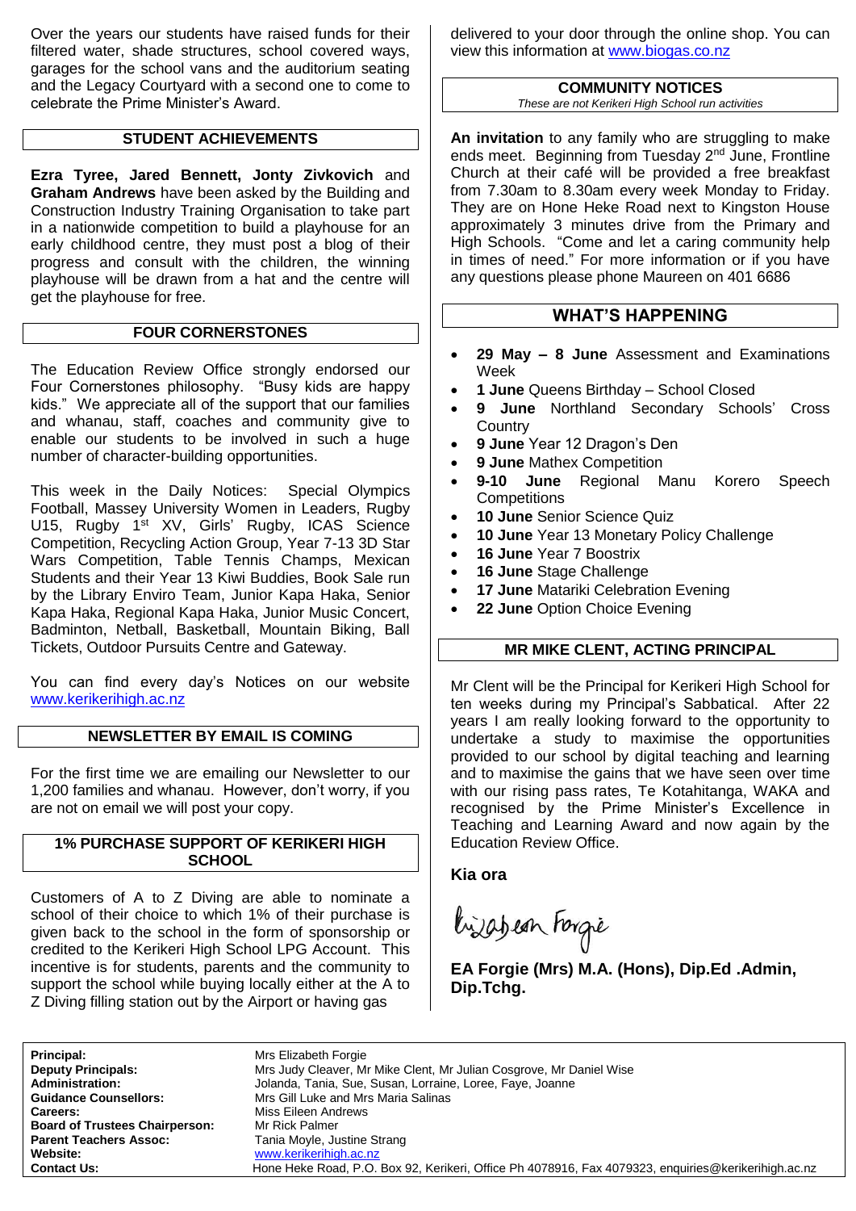Over the years our students have raised funds for their filtered water, shade structures, school covered ways, garages for the school vans and the auditorium seating and the Legacy Courtyard with a second one to come to celebrate the Prime Minister's Award.

## STUDENT ACHIEVEMENTS

**Ezra Tyree, Jared Bennett, Jonty Zivkovich** and **Graham Andrews** have been asked by the Building and Construction Industry Training Organisation to take part in a nationwide competition to build a playhouse for an early childhood centre, they must post a blog of their progress and consult with the children, the winning playhouse will be drawn from a hat and the centre will get the playhouse for free.

## FOUR CORNERSTONES

The Education Review Office strongly endorsed our Four Cornerstones philosophy. "Busy kids are happy kids." We appreciate all of the support that our families and whanau, staff, coaches and community give to enable our students to be involved in such a huge number of character-building opportunities.

This week in the Daily Notices: Special Olympics Football, Massey University Women in Leaders, Rugby U15, Rugby 1st XV, Girls' Rugby, ICAS Science Competition, Recycling Action Group, Year 7-13 3D Star Wars Competition, Table Tennis Champs, Mexican Students and their Year 13 Kiwi Buddies, Book Sale run by the Library Enviro Team, Junior Kapa Haka, Senior Kapa Haka, Regional Kapa Haka, Junior Music Concert, Badminton, Netball, Basketball, Mountain Biking, Ball Tickets, Outdoor Pursuits Centre and Gateway.

You can find every day's Notices on our website www.kerikerihigh.ac.nz

## NEWSLETTER BY EMAIL IS COMING

For the first time we are emailing our Newsletter to our 1,200 families and whanau. However, don't worry, if you are not on email we will post your copy.

## 1% PURCHASE SUPPORT OF KERIKERI HIGH SCHOOL

Customers of A to Z Diving are able to nominate a school of their choice to which 1% of their purchase is given back to the school in the form of sponsorship or credited to the Kerikeri High School LPG Account. This incentive is for students, parents and the community to support the school while buying locally either at the A to Z Diving filling station out by the Airport or having gas delivered to your door through the online shop. You can view this information at www.biogas.co.nz

## COMMUNITY NOTICES

*These are not Kerikeri High School run activities*

**An invitation** to any family who are struggling to make ends meet. Beginning from Tuesday 2nd June, Frontline Church at their café will be provided a free breakfast from 7.30am to 8.30am every week Monday to Friday. They are on Hone Heke Road next to Kingston House approximately 3 minutes drive from the Primary and High Schools. "Come and let a caring community help in times of need." For more information or if you have any questions please phone Maureen on 401 6686

## WHAT'S HAPPENING

- **29 May – 8 June** Assessment and Examinations Week
- **1 June** Queens Birthday – School Closed
- **9 June** Northland Secondary Schools' Cross Country
- **9 June** Year 12 Dragon's Den
- **9 June** Mathex Competition
- **9-10 June** Regional Manu Korero Speech Competitions
- **10 June** Senior Science Quiz
- **10 June** Year 13 Monetary Policy Challenge
- **16 June** Year 7 Boostrix
- **16 June** Stage Challenge
- **17 June** Matariki Celebration Evening
- **22 June** Option Choice Evening

## MR MIKE CLENT, ACTING PRINCIPAL

Mr Clent will be the Principal for Kerikeri High School for ten weeks during my Principal's Sabbatical. After 22 years I am really looking forward to the opportunity to undertake a study to maximise the opportunities provided to our school by digital teaching and learning and to maximise the gains that we have seen over time with our rising pass rates, Te Kotahitanga, WAKA and recognised by the Prime Minister's Excellence in Teaching and Learning Award and now again by the Education Review Office.

**Kia ora**

Elizabeth Forgie

**EA Forgie (Mrs) M.A. (Hons), Dip.Ed .Admin, Dip.Tchg.**

| | |
|---|---|
| **Principal:** | Mrs Elizabeth Forgie |
| **Deputy Principals:** | Mrs Judy Cleaver, Mr Mike Clent, Mr Julian Cosgrove, Mr Daniel Wise |
| **Administration:** | Jolanda, Tania, Sue, Susan, Lorraine, Loree, Faye, Joanne |
| **Guidance Counsellors:** | Mrs Gill Luke and Mrs Maria Salinas |
| **Careers:** | Miss Eileen Andrews |
| **Board of Trustees Chairperson:** | Mr Rick Palmer |
| **Parent Teachers Assoc:** | Tania Moyle, Justine Strang |
| **Website:** | www.kerikerihigh.ac.nz |
| **Contact Us:** | Hone Heke Road, P.O. Box 92, Kerikeri, Office Ph 4078916, Fax 4079323, enquiries@kerikerihigh.ac.nz |